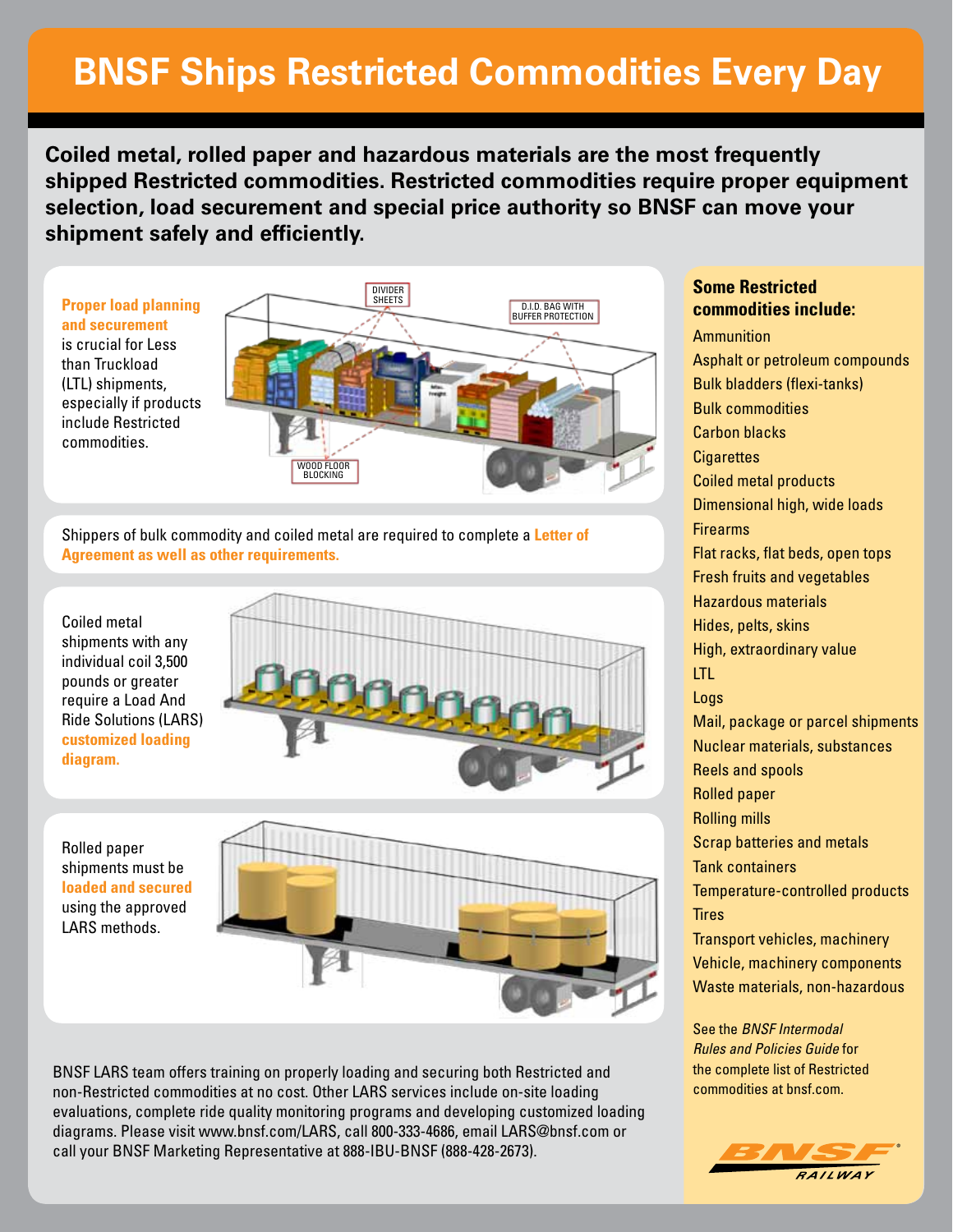# BNSF Ships Restricted Commodities Every Day

**Coiled metal, rolled paper and hazardous materials are the most frequently shipped Restricted commodities. Restricted commodities require proper equipment selection, load securement and special price authority so BNSF can move your shipment safely and efficiently.**

**Proper load planning and securement** is crucial for Less than Truckload (LTL) shipments, especially if products include Restricted commodities.

DIVIDER SHEETS

D.I.D. BAG WITH BUFFER PROTECTION

WOOD FLOOR BLOCKING

Shippers of bulk commodity and coiled metal are required to complete a **Letter of Agreement as well as other requirements.**

Coiled metal shipments with any individual coil 3,500 pounds or greater require a Load And Ride Solutions (LARS) **customized loading diagram.**

Rolled paper shipments must be **loaded and secured** using the approved LARS methods.

BNSF LARS team offers training on properly loading and securing both Restricted and non-Restricted commodities at no cost. Other LARS services include on-site loading evaluations, complete ride quality monitoring programs and developing customized loading diagrams. Please visit www.bnsf.com/LARS, call 800-333-4686, email LARS@bnsf.com or call your BNSF Marketing Representative at 888-IBU-BNSF (888-428-2673).

## Some Restricted commodities include:

- Ammunition
- Asphalt or petroleum compounds
- Bulk bladders (flexi-tanks)
- Bulk commodities
- Carbon blacks
- Cigarettes
- Coiled metal products
- Dimensional high, wide loads
- Firearms
- Flat racks, flat beds, open tops
- Fresh fruits and vegetables
- Hazardous materials
- Hides, pelts, skins
- High, extraordinary value
- LTL
- Logs
- Mail, package or parcel shipments
- Nuclear materials, substances
- Reels and spools
- Rolled paper
- Rolling mills
- Scrap batteries and metals
- Tank containers
- Temperature-controlled products
- Tires
- Transport vehicles, machinery
- Vehicle, machinery components
- Waste materials, non-hazardous

See the *BNSF Intermodal Rules and Policies Guide* for the complete list of Restricted commodities at bnsf.com.

BNSF RAILWAY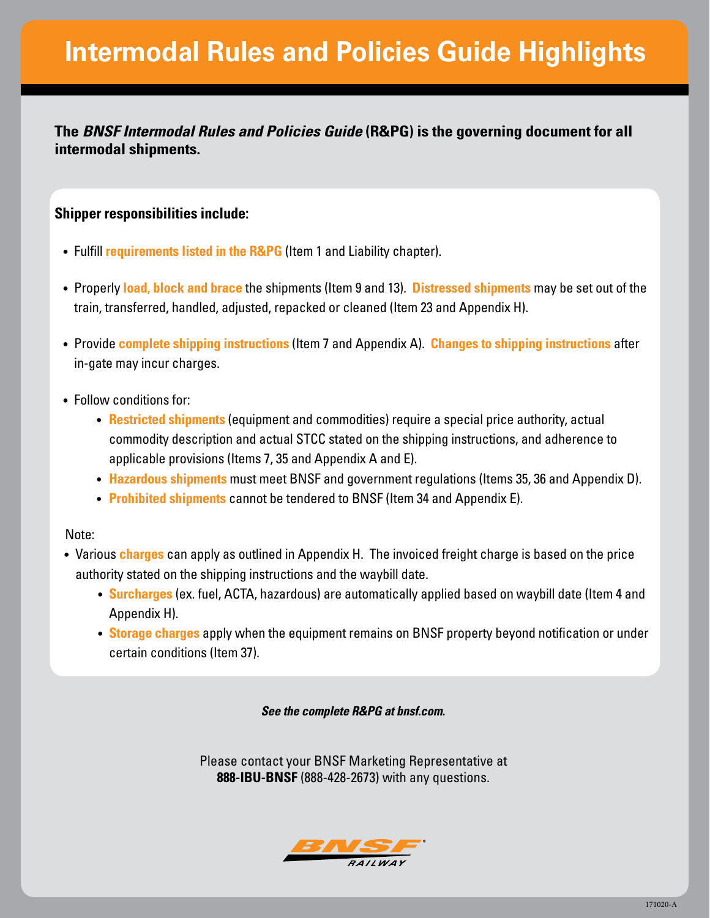# Intermodal Rules and Policies Guide Highlights

**The *BNSF Intermodal Rules and Policies Guide* (R&PG) is the governing document for all intermodal shipments.**

**Shipper responsibilities include:**

- Fulfill **requirements listed in the R&PG** (Item 1 and Liability chapter).
- Properly **load, block and brace** the shipments (Item 9 and 13). **Distressed shipments** may be set out of the train, transferred, handled, adjusted, repacked or cleaned (Item 23 and Appendix H).
- Provide **complete shipping instructions** (Item 7 and Appendix A). **Changes to shipping instructions** after in-gate may incur charges.
- Follow conditions for:
  - **Restricted shipments** (equipment and commodities) require a special price authority, actual commodity description and actual STCC stated on the shipping instructions, and adherence to applicable provisions (Items 7, 35 and Appendix A and E).
  - **Hazardous shipments** must meet BNSF and government regulations (Items 35, 36 and Appendix D).
  - **Prohibited shipments** cannot be tendered to BNSF (Item 34 and Appendix E).

Note:

- Various **charges** can apply as outlined in Appendix H. The invoiced freight charge is based on the price authority stated on the shipping instructions and the waybill date.
  - **Surcharges** (ex. fuel, ACTA, hazardous) are automatically applied based on waybill date (Item 4 and Appendix H).
  - **Storage charges** apply when the equipment remains on BNSF property beyond notification or under certain conditions (Item 37).

***See the complete R&PG at bnsf.com.***

Please contact your BNSF Marketing Representative at **888-IBU-BNSF** (888-428-2673) with any questions.

BNSF RAILWAY

171020-A